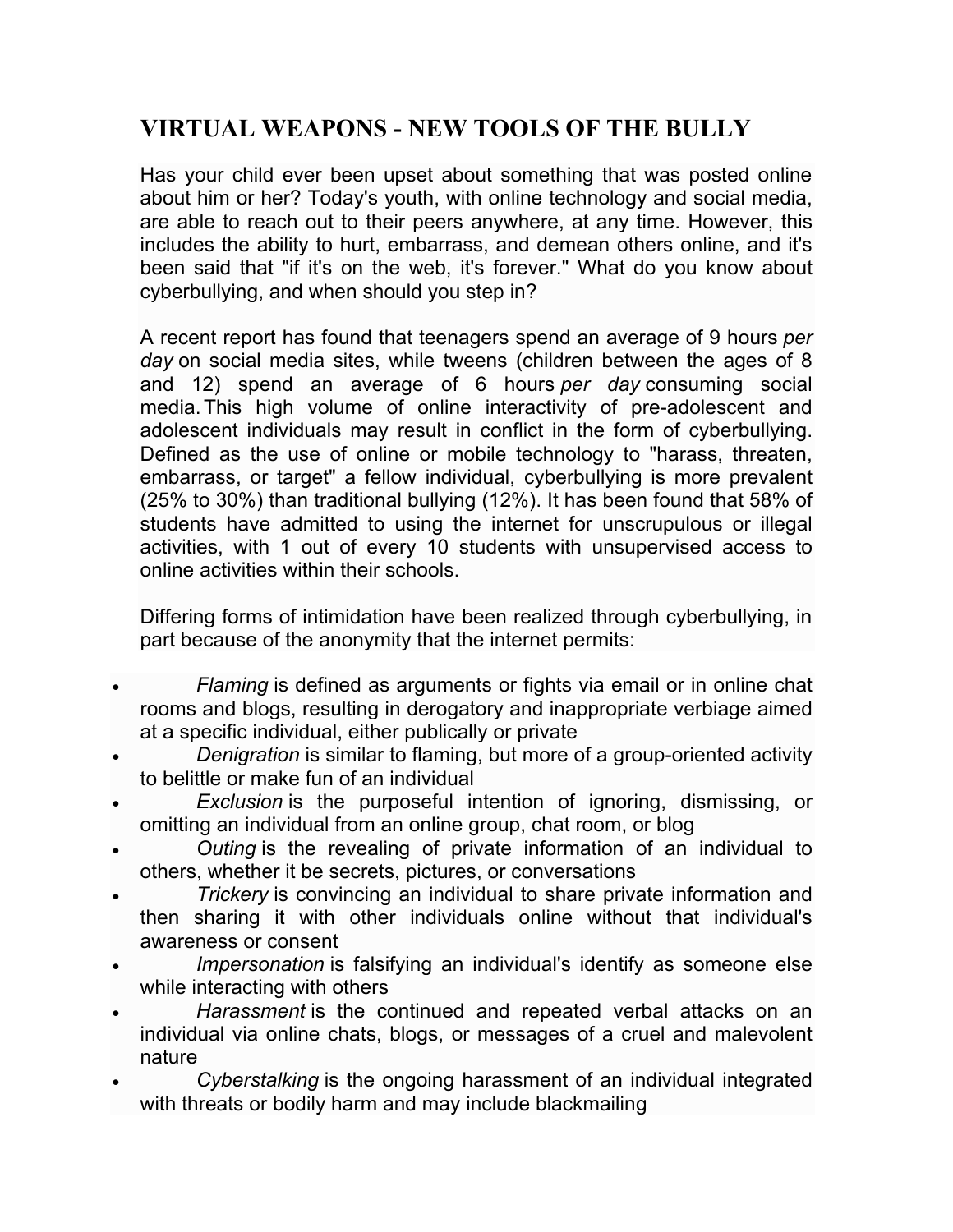# VIRTUAL WEAPONS - NEW TOOLS OF THE BULLY

Has your child ever been upset about something that was posted online about him or her? Today's youth, with online technology and social media, are able to reach out to their peers anywhere, at any time. However, this includes the ability to hurt, embarrass, and demean others online, and it's been said that "if it's on the web, it's forever." What do you know about cyberbullying, and when should you step in?

A recent report has found that teenagers spend an average of 9 hours *per day* on social media sites, while tweens (children between the ages of 8 and 12) spend an average of 6 hours *per day* consuming social media. This high volume of online interactivity of pre-adolescent and adolescent individuals may result in conflict in the form of cyberbullying. Defined as the use of online or mobile technology to "harass, threaten, embarrass, or target" a fellow individual, cyberbullying is more prevalent (25% to 30%) than traditional bullying (12%). It has been found that 58% of students have admitted to using the internet for unscrupulous or illegal activities, with 1 out of every 10 students with unsupervised access to online activities within their schools.

Differing forms of intimidation have been realized through cyberbullying, in part because of the anonymity that the internet permits:

- *Flaming* is defined as arguments or fights via email or in online chat rooms and blogs, resulting in derogatory and inappropriate verbiage aimed at a specific individual, either publically or private
- *Denigration* is similar to flaming, but more of a group-oriented activity to belittle or make fun of an individual
- *Exclusion* is the purposeful intention of ignoring, dismissing, or omitting an individual from an online group, chat room, or blog
- *Outing* is the revealing of private information of an individual to others, whether it be secrets, pictures, or conversations
- *Trickery* is convincing an individual to share private information and then sharing it with other individuals online without that individual's awareness or consent
- *Impersonation* is falsifying an individual's identify as someone else while interacting with others
- *Harassment* is the continued and repeated verbal attacks on an individual via online chats, blogs, or messages of a cruel and malevolent nature
- *Cyberstalking* is the ongoing harassment of an individual integrated with threats or bodily harm and may include blackmailing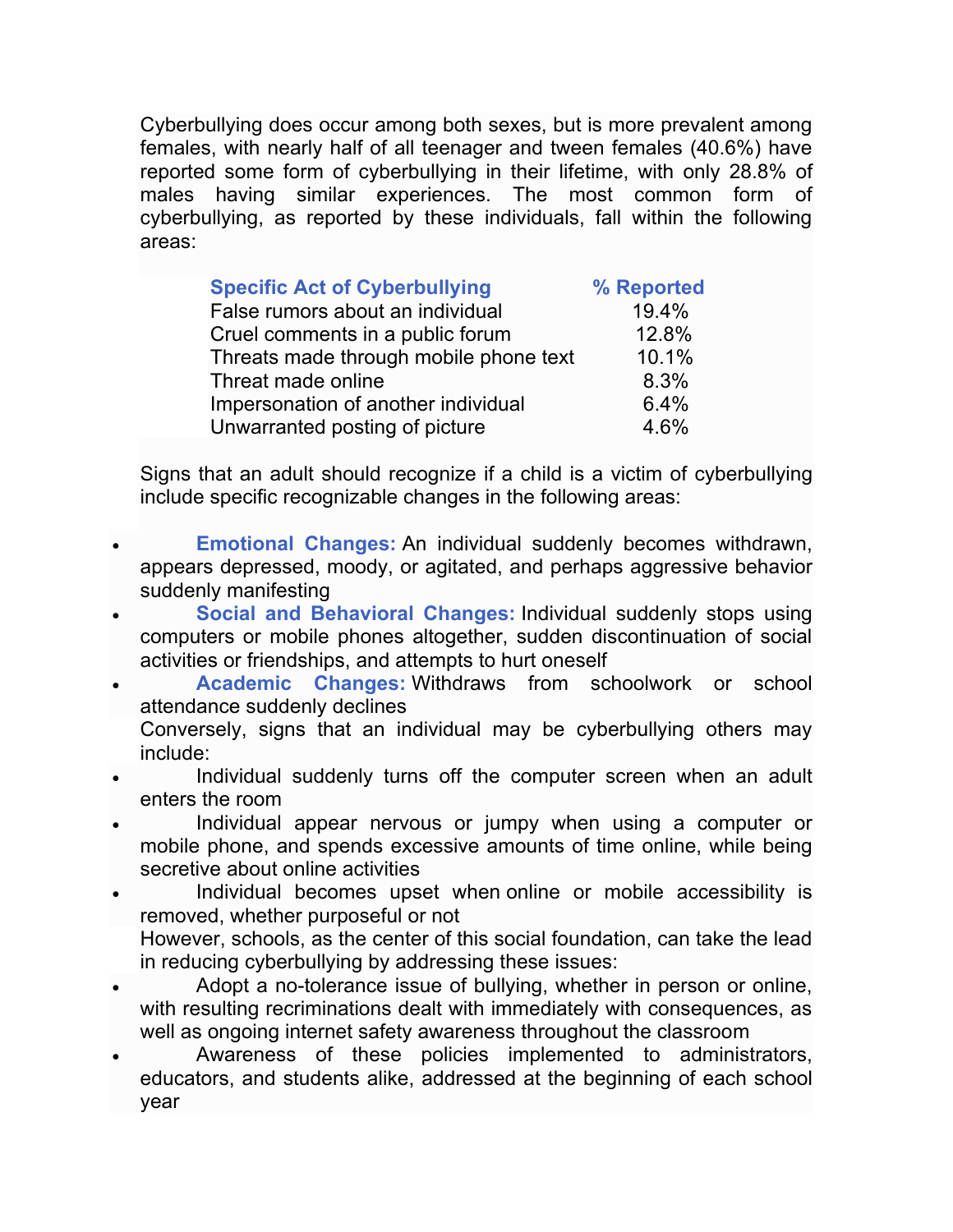Cyberbullying does occur among both sexes, but is more prevalent among females, with nearly half of all teenager and tween females (40.6%) have reported some form of cyberbullying in their lifetime, with only 28.8% of males having similar experiences. The most common form of cyberbullying, as reported by these individuals, fall within the following areas:

| Specific Act of Cyberbullying | % Reported |
|---|---|
| False rumors about an individual | 19.4% |
| Cruel comments in a public forum | 12.8% |
| Threats made through mobile phone text | 10.1% |
| Threat made online | 8.3% |
| Impersonation of another individual | 6.4% |
| Unwarranted posting of picture | 4.6% |

Signs that an adult should recognize if a child is a victim of cyberbullying include specific recognizable changes in the following areas:

- **Emotional Changes:** An individual suddenly becomes withdrawn, appears depressed, moody, or agitated, and perhaps aggressive behavior suddenly manifesting
- **Social and Behavioral Changes:** Individual suddenly stops using computers or mobile phones altogether, sudden discontinuation of social activities or friendships, and attempts to hurt oneself
- **Academic Changes:** Withdraws from schoolwork or school attendance suddenly declines

Conversely, signs that an individual may be cyberbullying others may include:

- Individual suddenly turns off the computer screen when an adult enters the room
- Individual appear nervous or jumpy when using a computer or mobile phone, and spends excessive amounts of time online, while being secretive about online activities
- Individual becomes upset when online or mobile accessibility is removed, whether purposeful or not

However, schools, as the center of this social foundation, can take the lead in reducing cyberbullying by addressing these issues:

- Adopt a no-tolerance issue of bullying, whether in person or online, with resulting recriminations dealt with immediately with consequences, as well as ongoing internet safety awareness throughout the classroom
- Awareness of these policies implemented to administrators, educators, and students alike, addressed at the beginning of each school year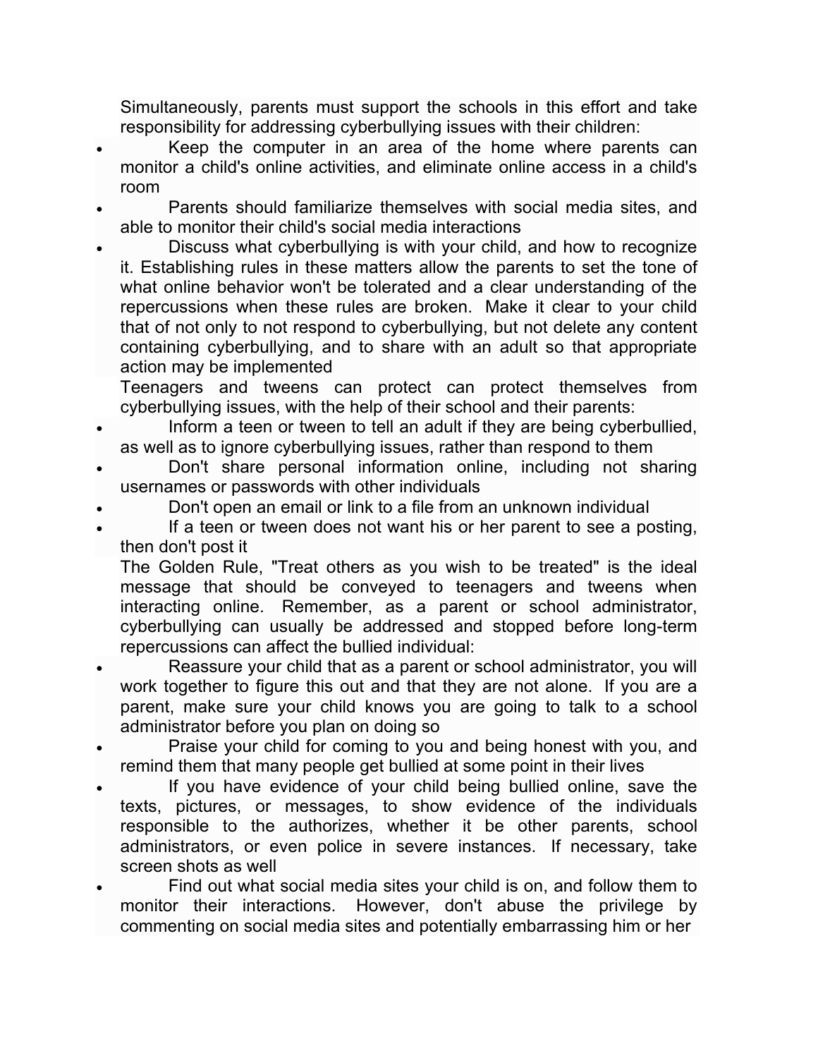Simultaneously, parents must support the schools in this effort and take responsibility for addressing cyberbullying issues with their children:

- Keep the computer in an area of the home where parents can monitor a child's online activities, and eliminate online access in a child's room
- Parents should familiarize themselves with social media sites, and able to monitor their child's social media interactions
- Discuss what cyberbullying is with your child, and how to recognize it. Establishing rules in these matters allow the parents to set the tone of what online behavior won't be tolerated and a clear understanding of the repercussions when these rules are broken. Make it clear to your child that of not only to not respond to cyberbullying, but not delete any content containing cyberbullying, and to share with an adult so that appropriate action may be implemented

Teenagers and tweens can protect can protect themselves from cyberbullying issues, with the help of their school and their parents:

- Inform a teen or tween to tell an adult if they are being cyberbullied, as well as to ignore cyberbullying issues, rather than respond to them
- Don't share personal information online, including not sharing usernames or passwords with other individuals
- Don't open an email or link to a file from an unknown individual
- If a teen or tween does not want his or her parent to see a posting, then don't post it

The Golden Rule, "Treat others as you wish to be treated" is the ideal message that should be conveyed to teenagers and tweens when interacting online. Remember, as a parent or school administrator, cyberbullying can usually be addressed and stopped before long-term repercussions can affect the bullied individual:

- Reassure your child that as a parent or school administrator, you will work together to figure this out and that they are not alone. If you are a parent, make sure your child knows you are going to talk to a school administrator before you plan on doing so
- Praise your child for coming to you and being honest with you, and remind them that many people get bullied at some point in their lives
- If you have evidence of your child being bullied online, save the texts, pictures, or messages, to show evidence of the individuals responsible to the authorizes, whether it be other parents, school administrators, or even police in severe instances. If necessary, take screen shots as well
- Find out what social media sites your child is on, and follow them to monitor their interactions. However, don't abuse the privilege by commenting on social media sites and potentially embarrassing him or her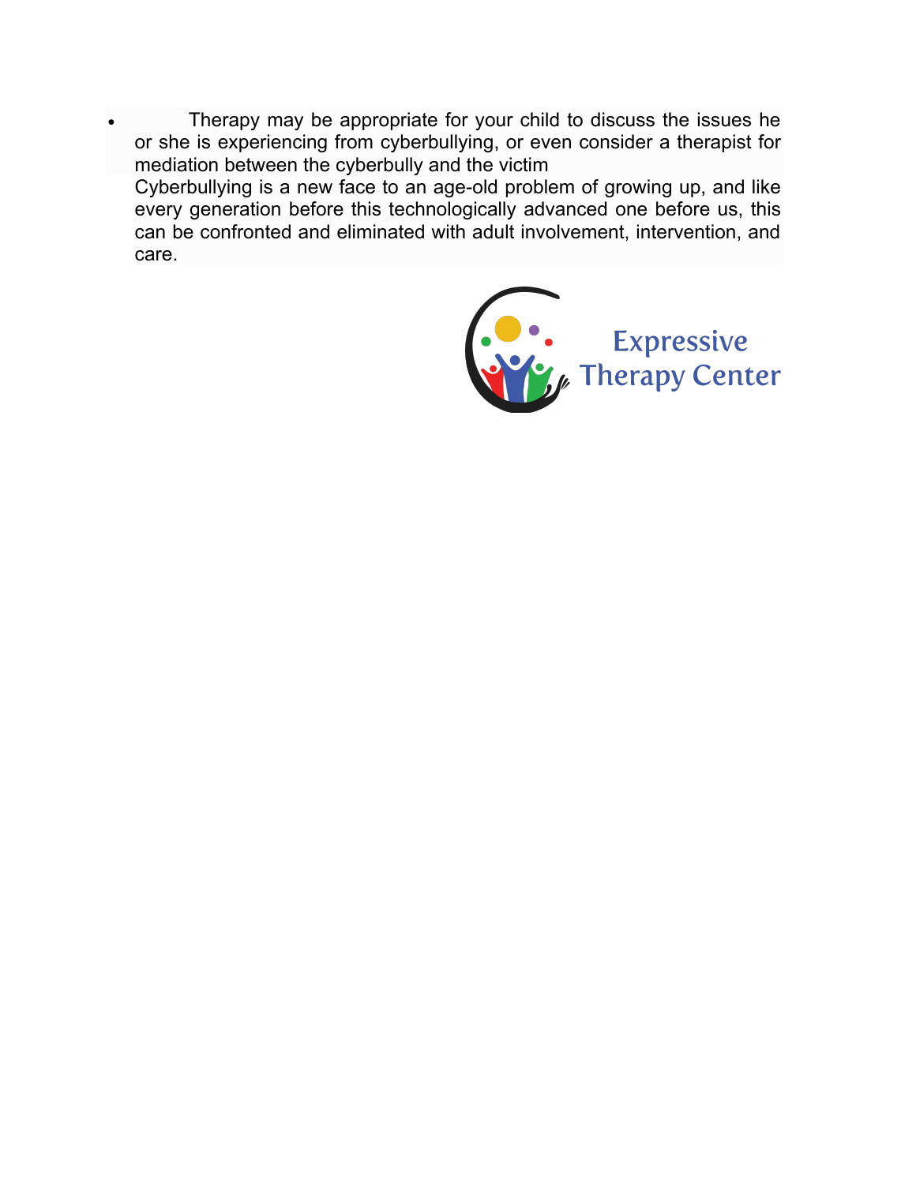- Therapy may be appropriate for your child to discuss the issues he or she is experiencing from cyberbullying, or even consider a therapist for mediation between the cyberbully and the victim

  Cyberbullying is a new face to an age-old problem of growing up, and like every generation before this technologically advanced one before us, this can be confronted and eliminated with adult involvement, intervention, and care.

Expressive Therapy Center